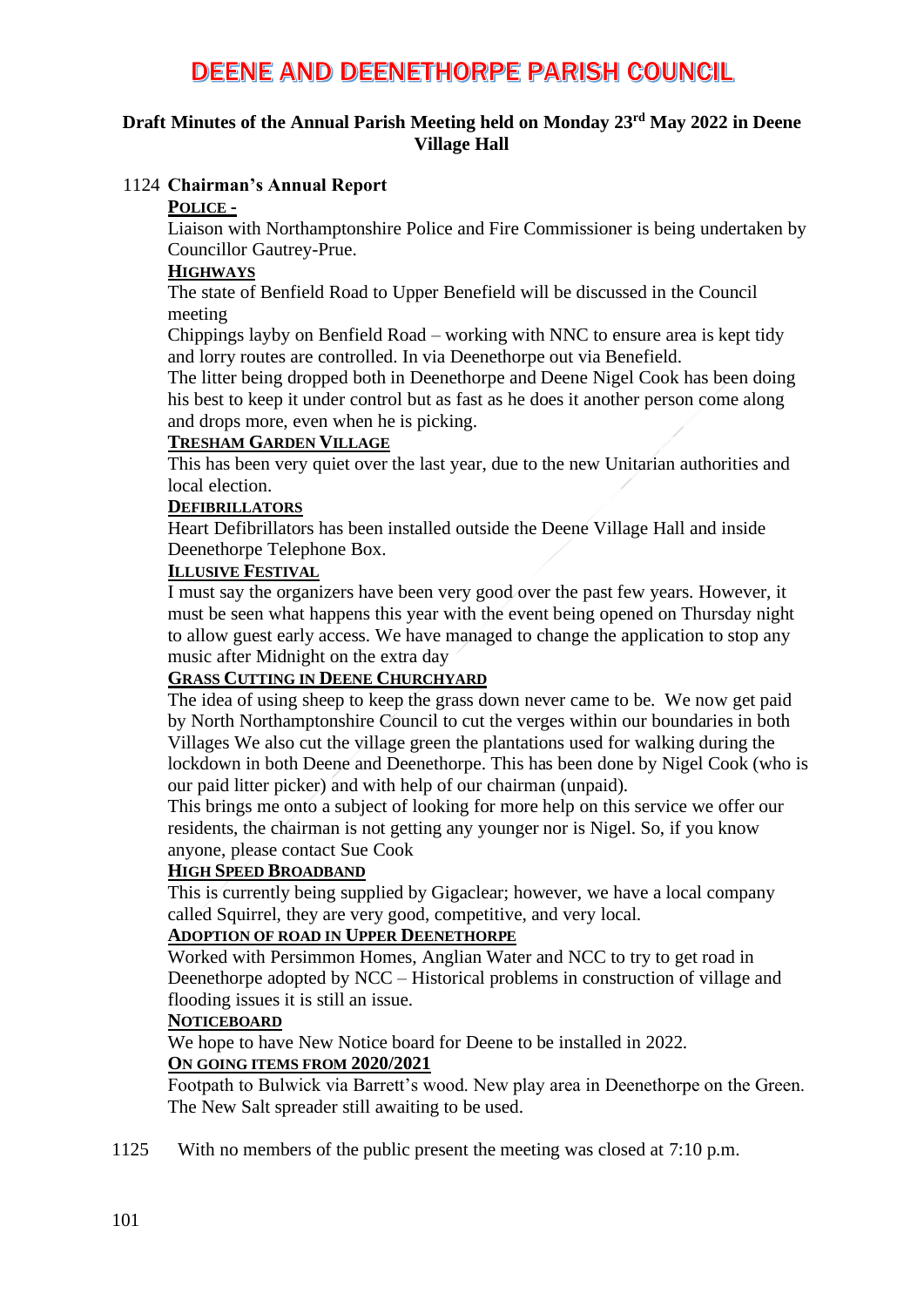# DEENE AND DEENETHORPE PARISH COUNCIL

**Draft Minutes of the Annual Parish Meeting held on Monday 23rd May 2022 in Deene Village Hall**

1124 **Chairman's Annual Report**

**POLICE -**

Liaison with Northamptonshire Police and Fire Commissioner is being undertaken by Councillor Gautrey-Prue.

**HIGHWAYS**

The state of Benfield Road to Upper Benefield will be discussed in the Council meeting

Chippings layby on Benfield Road – working with NNC to ensure area is kept tidy and lorry routes are controlled. In via Deenethorpe out via Benefield.

The litter being dropped both in Deenethorpe and Deene Nigel Cook has been doing his best to keep it under control but as fast as he does it another person come along and drops more, even when he is picking.

**TRESHAM GARDEN VILLAGE**

This has been very quiet over the last year, due to the new Unitarian authorities and local election.

**DEFIBRILLATORS**

Heart Defibrillators has been installed outside the Deene Village Hall and inside Deenethorpe Telephone Box.

**ILLUSIVE FESTIVAL**

I must say the organizers have been very good over the past few years. However, it must be seen what happens this year with the event being opened on Thursday night to allow guest early access. We have managed to change the application to stop any music after Midnight on the extra day

**GRASS CUTTING IN DEENE CHURCHYARD**

The idea of using sheep to keep the grass down never came to be. We now get paid by North Northamptonshire Council to cut the verges within our boundaries in both Villages We also cut the village green the plantations used for walking during the lockdown in both Deene and Deenethorpe. This has been done by Nigel Cook (who is our paid litter picker) and with help of our chairman (unpaid).

This brings me onto a subject of looking for more help on this service we offer our residents, the chairman is not getting any younger nor is Nigel. So, if you know anyone, please contact Sue Cook

**HIGH SPEED BROADBAND**

This is currently being supplied by Gigaclear; however, we have a local company called Squirrel, they are very good, competitive, and very local.

**ADOPTION OF ROAD IN UPPER DEENETHORPE**

Worked with Persimmon Homes, Anglian Water and NCC to try to get road in Deenethorpe adopted by NCC – Historical problems in construction of village and flooding issues it is still an issue.

**NOTICEBOARD**

We hope to have New Notice board for Deene to be installed in 2022.

**ON GOING ITEMS FROM 2020/2021**

Footpath to Bulwick via Barrett's wood. New play area in Deenethorpe on the Green. The New Salt spreader still awaiting to be used.

1125 With no members of the public present the meeting was closed at 7:10 p.m.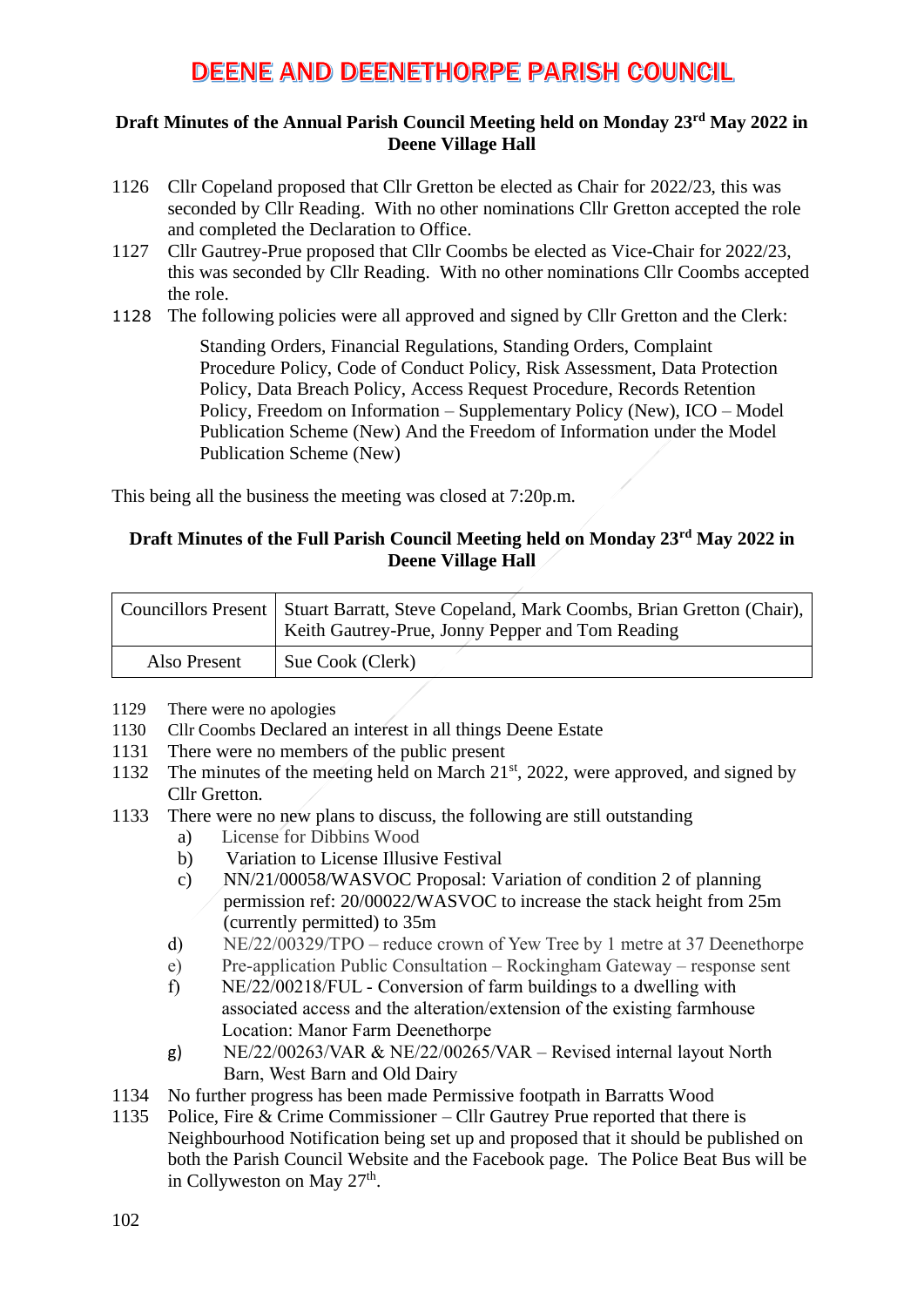# DEENE AND DEENETHORPE PARISH COUNCIL

**Draft Minutes of the Annual Parish Council Meeting held on Monday 23rd May 2022 in Deene Village Hall**

1126 Cllr Copeland proposed that Cllr Gretton be elected as Chair for 2022/23, this was seconded by Cllr Reading. With no other nominations Cllr Gretton accepted the role and completed the Declaration to Office.

1127 Cllr Gautrey-Prue proposed that Cllr Coombs be elected as Vice-Chair for 2022/23, this was seconded by Cllr Reading. With no other nominations Cllr Coombs accepted the role.

1128 The following policies were all approved and signed by Cllr Gretton and the Clerk:

Standing Orders, Financial Regulations, Standing Orders, Complaint Procedure Policy, Code of Conduct Policy, Risk Assessment, Data Protection Policy, Data Breach Policy, Access Request Procedure, Records Retention Policy, Freedom on Information – Supplementary Policy (New), ICO – Model Publication Scheme (New) And the Freedom of Information under the Model Publication Scheme (New)

This being all the business the meeting was closed at 7:20p.m.

**Draft Minutes of the Full Parish Council Meeting held on Monday 23rd May 2022 in Deene Village Hall**

| Councillors Present | Stuart Barratt, Steve Copeland, Mark Coombs, Brian Gretton (Chair), Keith Gautrey-Prue, Jonny Pepper and Tom Reading |
|---|---|
| Also Present | Sue Cook (Clerk) |

1129 There were no apologies

1130 Cllr Coombs Declared an interest in all things Deene Estate

1131 There were no members of the public present

1132 The minutes of the meeting held on March 21st, 2022, were approved, and signed by Cllr Gretton.

1133 There were no new plans to discuss, the following are still outstanding

a) License for Dibbins Wood
b) Variation to License Illusive Festival
c) NN/21/00058/WASVOC Proposal: Variation of condition 2 of planning permission ref: 20/00022/WASVOC to increase the stack height from 25m (currently permitted) to 35m
d) NE/22/00329/TPO – reduce crown of Yew Tree by 1 metre at 37 Deenethorpe
e) Pre-application Public Consultation – Rockingham Gateway – response sent
f) NE/22/00218/FUL - Conversion of farm buildings to a dwelling with associated access and the alteration/extension of the existing farmhouse Location: Manor Farm Deenethorpe
g) NE/22/00263/VAR & NE/22/00265/VAR – Revised internal layout North Barn, West Barn and Old Dairy

1134 No further progress has been made Permissive footpath in Barratts Wood

1135 Police, Fire & Crime Commissioner – Cllr Gautrey Prue reported that there is Neighbourhood Notification being set up and proposed that it should be published on both the Parish Council Website and the Facebook page. The Police Beat Bus will be in Collyweston on May 27th.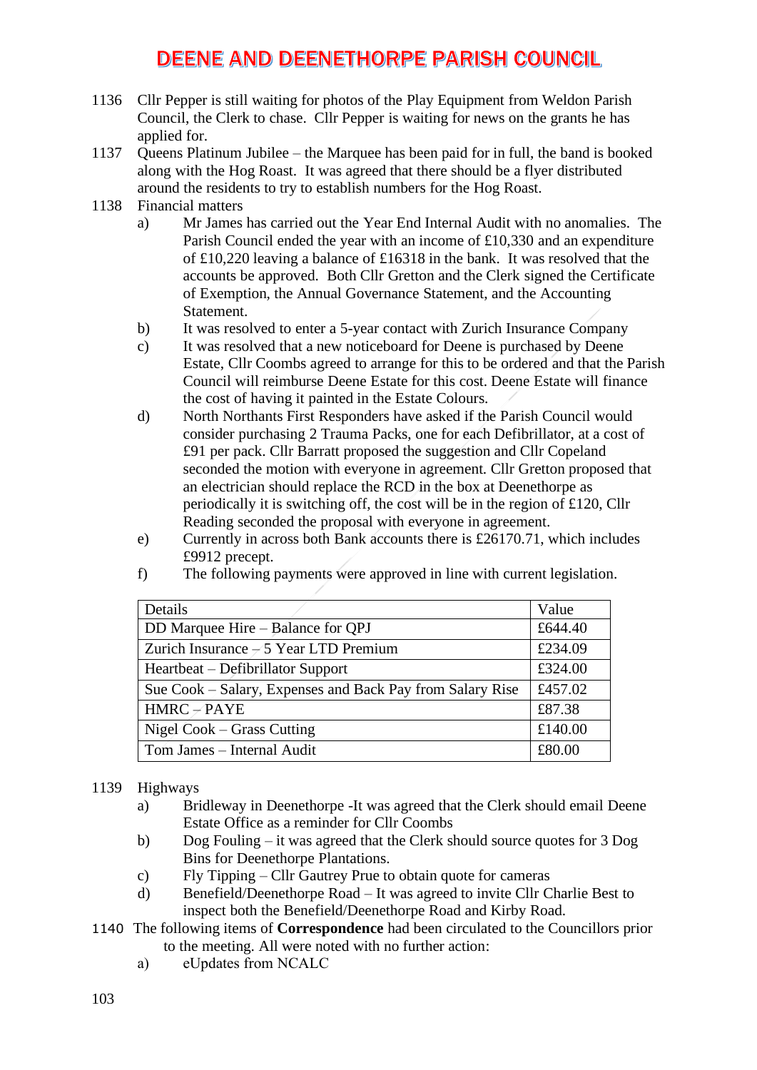# DEENE AND DEENETHORPE PARISH COUNCIL

1136 Cllr Pepper is still waiting for photos of the Play Equipment from Weldon Parish Council, the Clerk to chase. Cllr Pepper is waiting for news on the grants he has applied for.

1137 Queens Platinum Jubilee – the Marquee has been paid for in full, the band is booked along with the Hog Roast. It was agreed that there should be a flyer distributed around the residents to try to establish numbers for the Hog Roast.

1138 Financial matters

- a) Mr James has carried out the Year End Internal Audit with no anomalies. The Parish Council ended the year with an income of £10,330 and an expenditure of £10,220 leaving a balance of £16318 in the bank. It was resolved that the accounts be approved. Both Cllr Gretton and the Clerk signed the Certificate of Exemption, the Annual Governance Statement, and the Accounting Statement.
- b) It was resolved to enter a 5-year contact with Zurich Insurance Company
- c) It was resolved that a new noticeboard for Deene is purchased by Deene Estate, Cllr Coombs agreed to arrange for this to be ordered and that the Parish Council will reimburse Deene Estate for this cost. Deene Estate will finance the cost of having it painted in the Estate Colours.
- d) North Northants First Responders have asked if the Parish Council would consider purchasing 2 Trauma Packs, one for each Defibrillator, at a cost of £91 per pack. Cllr Barratt proposed the suggestion and Cllr Copeland seconded the motion with everyone in agreement. Cllr Gretton proposed that an electrician should replace the RCD in the box at Deenethorpe as periodically it is switching off, the cost will be in the region of £120, Cllr Reading seconded the proposal with everyone in agreement.
- e) Currently in across both Bank accounts there is £26170.71, which includes £9912 precept.
- f) The following payments were approved in line with current legislation.

| Details | Value |
|---|---|
| DD Marquee Hire – Balance for QPJ | £644.40 |
| Zurich Insurance – 5 Year LTD Premium | £234.09 |
| Heartbeat – Defibrillator Support | £324.00 |
| Sue Cook – Salary, Expenses and Back Pay from Salary Rise | £457.02 |
| HMRC – PAYE | £87.38 |
| Nigel Cook – Grass Cutting | £140.00 |
| Tom James – Internal Audit | £80.00 |

1139 Highways

- a) Bridleway in Deenethorpe -It was agreed that the Clerk should email Deene Estate Office as a reminder for Cllr Coombs
- b) Dog Fouling – it was agreed that the Clerk should source quotes for 3 Dog Bins for Deenethorpe Plantations.
- c) Fly Tipping – Cllr Gautrey Prue to obtain quote for cameras
- d) Benefield/Deenethorpe Road – It was agreed to invite Cllr Charlie Best to inspect both the Benefield/Deenethorpe Road and Kirby Road.

1140 The following items of **Correspondence** had been circulated to the Councillors prior to the meeting. All were noted with no further action:

- a) eUpdates from NCALC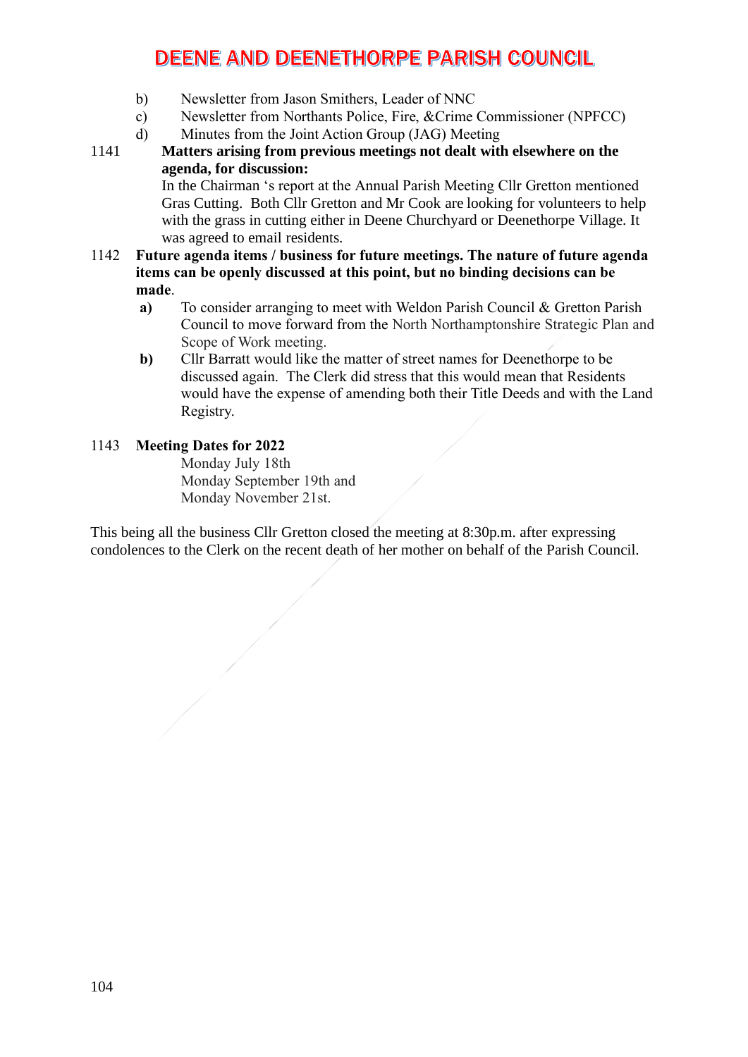b) Newsletter from Jason Smithers, Leader of NNC

c) Newsletter from Northants Police, Fire, &Crime Commissioner (NPFCC)

d) Minutes from the Joint Action Group (JAG) Meeting

1141 **Matters arising from previous meetings not dealt with elsewhere on the agenda, for discussion:**

In the Chairman 's report at the Annual Parish Meeting Cllr Gretton mentioned Gras Cutting. Both Cllr Gretton and Mr Cook are looking for volunteers to help with the grass in cutting either in Deene Churchyard or Deenethorpe Village. It was agreed to email residents.

1142 **Future agenda items / business for future meetings. The nature of future agenda items can be openly discussed at this point, but no binding decisions can be made**.

**a)** To consider arranging to meet with Weldon Parish Council & Gretton Parish Council to move forward from the North Northamptonshire Strategic Plan and Scope of Work meeting.

**b)** Cllr Barratt would like the matter of street names for Deenethorpe to be discussed again. The Clerk did stress that this would mean that Residents would have the expense of amending both their Title Deeds and with the Land Registry.

1143 **Meeting Dates for 2022**

Monday July 18th
Monday September 19th and
Monday November 21st.

This being all the business Cllr Gretton closed the meeting at 8:30p.m. after expressing condolences to the Clerk on the recent death of her mother on behalf of the Parish Council.